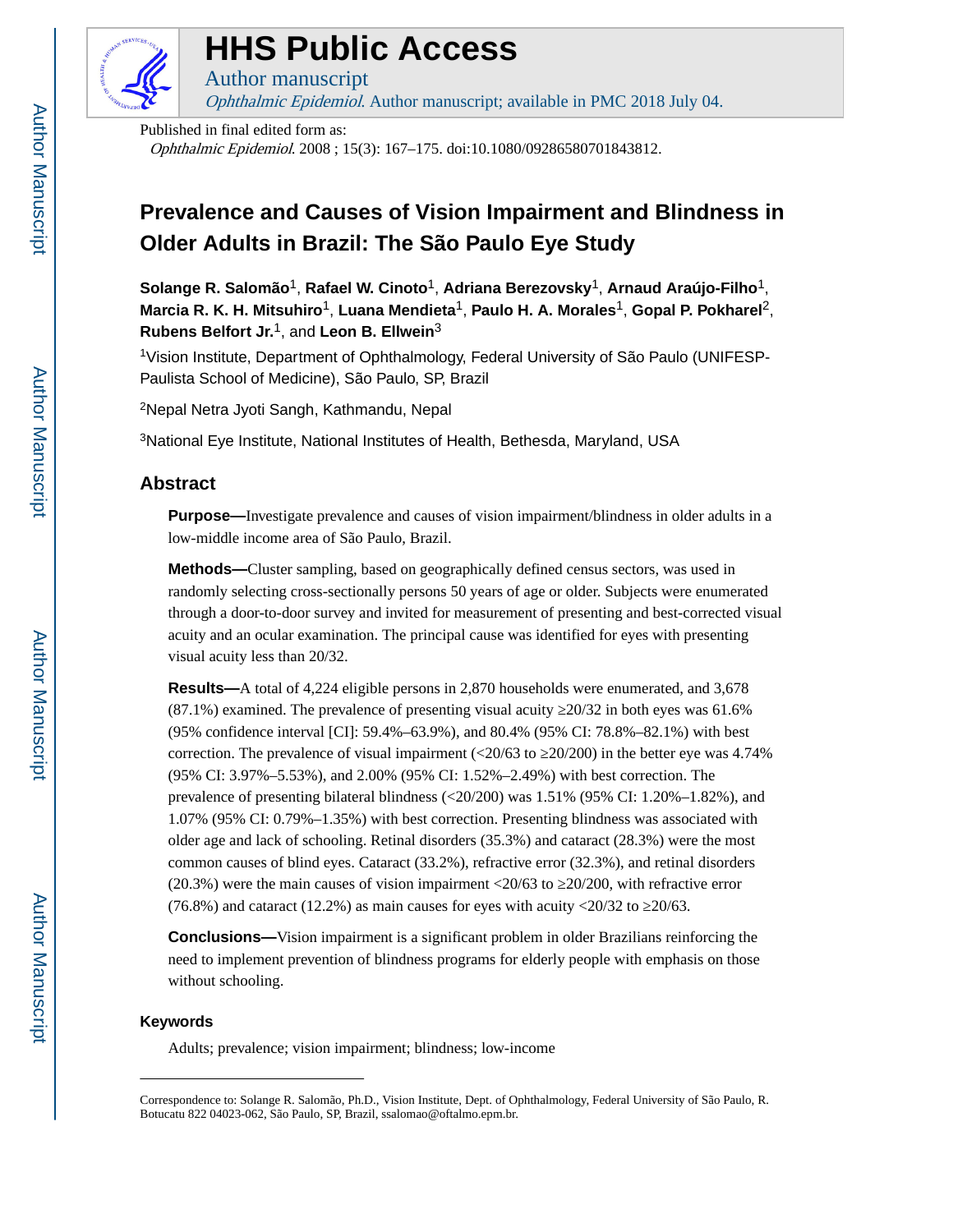# HHS Public Access

Author manuscript

*Ophthalmic Epidemiol*. Author manuscript; available in PMC 2018 July 04.

Published in final edited form as:

*Ophthalmic Epidemiol*. 2008 ; 15(3): 167–175. doi:10.1080/09286580701843812.

# Prevalence and Causes of Vision Impairment and Blindness in Older Adults in Brazil: The São Paulo Eye Study

**Solange R. Salomão**[1], **Rafael W. Cinoto**[1], **Adriana Berezovsky**[1], **Arnaud Araújo-Filho**[1], **Marcia R. K. H. Mitsuhiro**[1], **Luana Mendieta**[1], **Paulo H. A. Morales**[1], **Gopal P. Pokharel**[2], **Rubens Belfort Jr.**[1], and **Leon B. Ellwein**[3]

[1]Vision Institute, Department of Ophthalmology, Federal University of São Paulo (UNIFESP-Paulista School of Medicine), São Paulo, SP, Brazil

[2]Nepal Netra Jyoti Sangh, Kathmandu, Nepal

[3]National Eye Institute, National Institutes of Health, Bethesda, Maryland, USA

## Abstract

**Purpose—**Investigate prevalence and causes of vision impairment/blindness in older adults in a low-middle income area of São Paulo, Brazil.

**Methods—**Cluster sampling, based on geographically defined census sectors, was used in randomly selecting cross-sectionally persons 50 years of age or older. Subjects were enumerated through a door-to-door survey and invited for measurement of presenting and best-corrected visual acuity and an ocular examination. The principal cause was identified for eyes with presenting visual acuity less than 20/32.

**Results—**A total of 4,224 eligible persons in 2,870 households were enumerated, and 3,678 (87.1%) examined. The prevalence of presenting visual acuity ≥20/32 in both eyes was 61.6% (95% confidence interval [CI]: 59.4%–63.9%), and 80.4% (95% CI: 78.8%–82.1%) with best correction. The prevalence of visual impairment (<20/63 to ≥20/200) in the better eye was 4.74% (95% CI: 3.97%–5.53%), and 2.00% (95% CI: 1.52%–2.49%) with best correction. The prevalence of presenting bilateral blindness (<20/200) was 1.51% (95% CI: 1.20%–1.82%), and 1.07% (95% CI: 0.79%–1.35%) with best correction. Presenting blindness was associated with older age and lack of schooling. Retinal disorders (35.3%) and cataract (28.3%) were the most common causes of blind eyes. Cataract (33.2%), refractive error (32.3%), and retinal disorders (20.3%) were the main causes of vision impairment <20/63 to ≥20/200, with refractive error (76.8%) and cataract (12.2%) as main causes for eyes with acuity <20/32 to ≥20/63.

**Conclusions—**Vision impairment is a significant problem in older Brazilians reinforcing the need to implement prevention of blindness programs for elderly people with emphasis on those without schooling.

### Keywords

Adults; prevalence; vision impairment; blindness; low-income

---

Correspondence to: Solange R. Salomão, Ph.D., Vision Institute, Dept. of Ophthalmology, Federal University of São Paulo, R. Botucatu 822 04023-062, São Paulo, SP, Brazil, ssalomao@oftalmo.epm.br.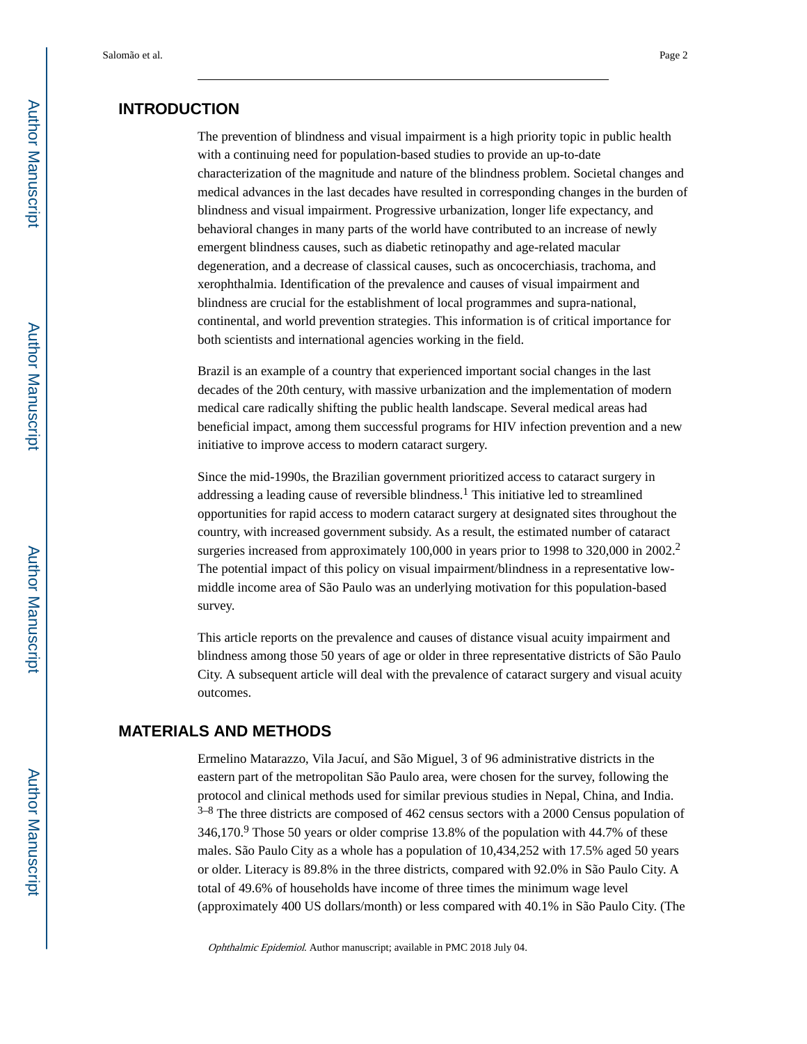## INTRODUCTION

The prevention of blindness and visual impairment is a high priority topic in public health with a continuing need for population-based studies to provide an up-to-date characterization of the magnitude and nature of the blindness problem. Societal changes and medical advances in the last decades have resulted in corresponding changes in the burden of blindness and visual impairment. Progressive urbanization, longer life expectancy, and behavioral changes in many parts of the world have contributed to an increase of newly emergent blindness causes, such as diabetic retinopathy and age-related macular degeneration, and a decrease of classical causes, such as oncocerchiasis, trachoma, and xerophthalmia. Identification of the prevalence and causes of visual impairment and blindness are crucial for the establishment of local programmes and supra-national, continental, and world prevention strategies. This information is of critical importance for both scientists and international agencies working in the field.

Brazil is an example of a country that experienced important social changes in the last decades of the 20th century, with massive urbanization and the implementation of modern medical care radically shifting the public health landscape. Several medical areas had beneficial impact, among them successful programs for HIV infection prevention and a new initiative to improve access to modern cataract surgery.

Since the mid-1990s, the Brazilian government prioritized access to cataract surgery in addressing a leading cause of reversible blindness.[1] This initiative led to streamlined opportunities for rapid access to modern cataract surgery at designated sites throughout the country, with increased government subsidy. As a result, the estimated number of cataract surgeries increased from approximately 100,000 in years prior to 1998 to 320,000 in 2002.[2] The potential impact of this policy on visual impairment/blindness in a representative low-middle income area of São Paulo was an underlying motivation for this population-based survey.

This article reports on the prevalence and causes of distance visual acuity impairment and blindness among those 50 years of age or older in three representative districts of São Paulo City. A subsequent article will deal with the prevalence of cataract surgery and visual acuity outcomes.

## MATERIALS AND METHODS

Ermelino Matarazzo, Vila Jacuí, and São Miguel, 3 of 96 administrative districts in the eastern part of the metropolitan São Paulo area, were chosen for the survey, following the protocol and clinical methods used for similar previous studies in Nepal, China, and India.[3–8] The three districts are composed of 462 census sectors with a 2000 Census population of 346,170.[9] Those 50 years or older comprise 13.8% of the population with 44.7% of these males. São Paulo City as a whole has a population of 10,434,252 with 17.5% aged 50 years or older. Literacy is 89.8% in the three districts, compared with 92.0% in São Paulo City. A total of 49.6% of households have income of three times the minimum wage level (approximately 400 US dollars/month) or less compared with 40.1% in São Paulo City. (The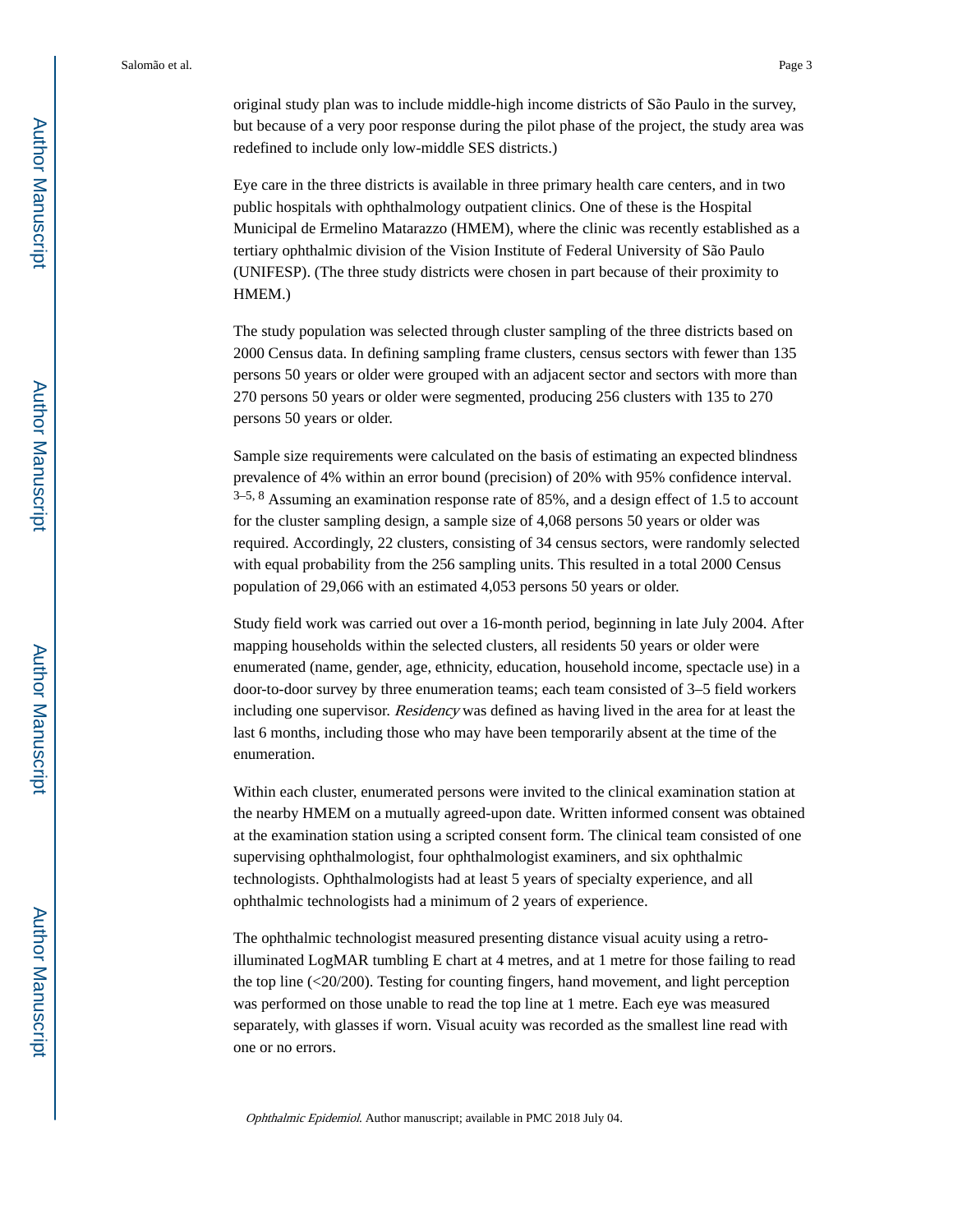original study plan was to include middle-high income districts of São Paulo in the survey, but because of a very poor response during the pilot phase of the project, the study area was redefined to include only low-middle SES districts.)

Eye care in the three districts is available in three primary health care centers, and in two public hospitals with ophthalmology outpatient clinics. One of these is the Hospital Municipal de Ermelino Matarazzo (HMEM), where the clinic was recently established as a tertiary ophthalmic division of the Vision Institute of Federal University of São Paulo (UNIFESP). (The three study districts were chosen in part because of their proximity to HMEM.)

The study population was selected through cluster sampling of the three districts based on 2000 Census data. In defining sampling frame clusters, census sectors with fewer than 135 persons 50 years or older were grouped with an adjacent sector and sectors with more than 270 persons 50 years or older were segmented, producing 256 clusters with 135 to 270 persons 50 years or older.

Sample size requirements were calculated on the basis of estimating an expected blindness prevalence of 4% within an error bound (precision) of 20% with 95% confidence interval.[3–5, 8] Assuming an examination response rate of 85%, and a design effect of 1.5 to account for the cluster sampling design, a sample size of 4,068 persons 50 years or older was required. Accordingly, 22 clusters, consisting of 34 census sectors, were randomly selected with equal probability from the 256 sampling units. This resulted in a total 2000 Census population of 29,066 with an estimated 4,053 persons 50 years or older.

Study field work was carried out over a 16-month period, beginning in late July 2004. After mapping households within the selected clusters, all residents 50 years or older were enumerated (name, gender, age, ethnicity, education, household income, spectacle use) in a door-to-door survey by three enumeration teams; each team consisted of 3–5 field workers including one supervisor. *Residency* was defined as having lived in the area for at least the last 6 months, including those who may have been temporarily absent at the time of the enumeration.

Within each cluster, enumerated persons were invited to the clinical examination station at the nearby HMEM on a mutually agreed-upon date. Written informed consent was obtained at the examination station using a scripted consent form. The clinical team consisted of one supervising ophthalmologist, four ophthalmologist examiners, and six ophthalmic technologists. Ophthalmologists had at least 5 years of specialty experience, and all ophthalmic technologists had a minimum of 2 years of experience.

The ophthalmic technologist measured presenting distance visual acuity using a retro-illuminated LogMAR tumbling E chart at 4 metres, and at 1 metre for those failing to read the top line (<20/200). Testing for counting fingers, hand movement, and light perception was performed on those unable to read the top line at 1 metre. Each eye was measured separately, with glasses if worn. Visual acuity was recorded as the smallest line read with one or no errors.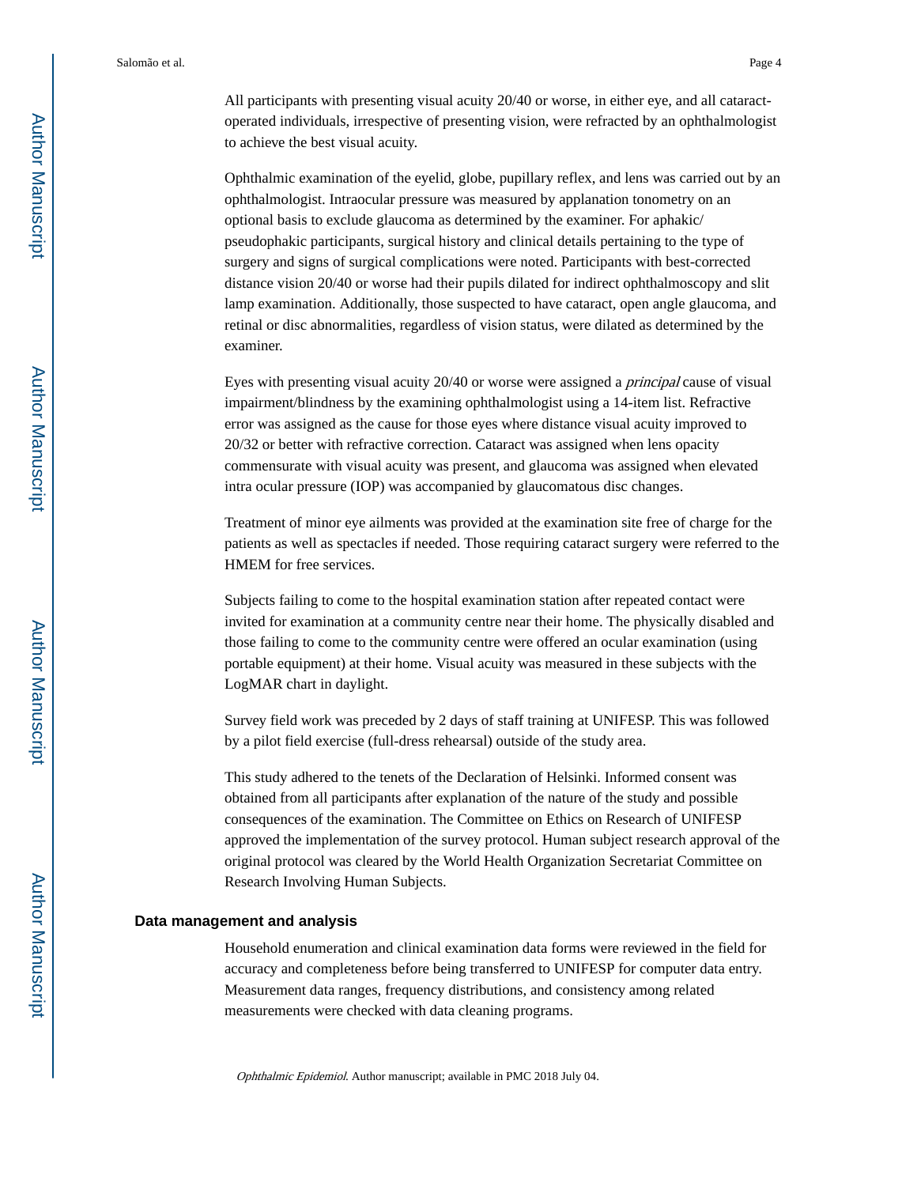All participants with presenting visual acuity 20/40 or worse, in either eye, and all cataract-operated individuals, irrespective of presenting vision, were refracted by an ophthalmologist to achieve the best visual acuity.

Ophthalmic examination of the eyelid, globe, pupillary reflex, and lens was carried out by an ophthalmologist. Intraocular pressure was measured by applanation tonometry on an optional basis to exclude glaucoma as determined by the examiner. For aphakic/pseudophakic participants, surgical history and clinical details pertaining to the type of surgery and signs of surgical complications were noted. Participants with best-corrected distance vision 20/40 or worse had their pupils dilated for indirect ophthalmoscopy and slit lamp examination. Additionally, those suspected to have cataract, open angle glaucoma, and retinal or disc abnormalities, regardless of vision status, were dilated as determined by the examiner.

Eyes with presenting visual acuity 20/40 or worse were assigned a *principal* cause of visual impairment/blindness by the examining ophthalmologist using a 14-item list. Refractive error was assigned as the cause for those eyes where distance visual acuity improved to 20/32 or better with refractive correction. Cataract was assigned when lens opacity commensurate with visual acuity was present, and glaucoma was assigned when elevated intra ocular pressure (IOP) was accompanied by glaucomatous disc changes.

Treatment of minor eye ailments was provided at the examination site free of charge for the patients as well as spectacles if needed. Those requiring cataract surgery were referred to the HMEM for free services.

Subjects failing to come to the hospital examination station after repeated contact were invited for examination at a community centre near their home. The physically disabled and those failing to come to the community centre were offered an ocular examination (using portable equipment) at their home. Visual acuity was measured in these subjects with the LogMAR chart in daylight.

Survey field work was preceded by 2 days of staff training at UNIFESP. This was followed by a pilot field exercise (full-dress rehearsal) outside of the study area.

This study adhered to the tenets of the Declaration of Helsinki. Informed consent was obtained from all participants after explanation of the nature of the study and possible consequences of the examination. The Committee on Ethics on Research of UNIFESP approved the implementation of the survey protocol. Human subject research approval of the original protocol was cleared by the World Health Organization Secretariat Committee on Research Involving Human Subjects.

### Data management and analysis

Household enumeration and clinical examination data forms were reviewed in the field for accuracy and completeness before being transferred to UNIFESP for computer data entry. Measurement data ranges, frequency distributions, and consistency among related measurements were checked with data cleaning programs.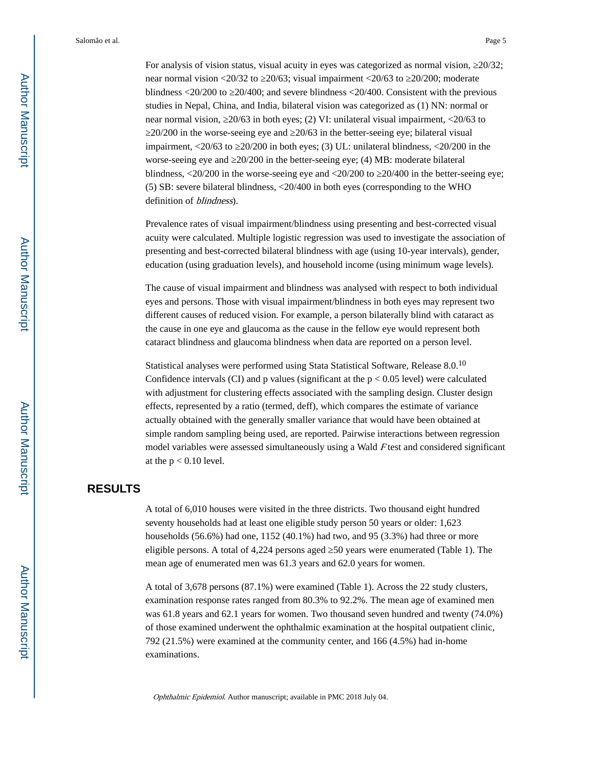For analysis of vision status, visual acuity in eyes was categorized as normal vision, ≥20/32; near normal vision <20/32 to ≥20/63; visual impairment <20/63 to ≥20/200; moderate blindness <20/200 to ≥20/400; and severe blindness <20/400. Consistent with the previous studies in Nepal, China, and India, bilateral vision was categorized as (1) NN: normal or near normal vision, ≥20/63 in both eyes; (2) VI: unilateral visual impairment, <20/63 to ≥20/200 in the worse-seeing eye and ≥20/63 in the better-seeing eye; bilateral visual impairment, <20/63 to ≥20/200 in both eyes; (3) UL: unilateral blindness, <20/200 in the worse-seeing eye and ≥20/200 in the better-seeing eye; (4) MB: moderate bilateral blindness, <20/200 in the worse-seeing eye and <20/200 to ≥20/400 in the better-seeing eye; (5) SB: severe bilateral blindness, <20/400 in both eyes (corresponding to the WHO definition of *blindness*).

Prevalence rates of visual impairment/blindness using presenting and best-corrected visual acuity were calculated. Multiple logistic regression was used to investigate the association of presenting and best-corrected bilateral blindness with age (using 10-year intervals), gender, education (using graduation levels), and household income (using minimum wage levels).

The cause of visual impairment and blindness was analysed with respect to both individual eyes and persons. Those with visual impairment/blindness in both eyes may represent two different causes of reduced vision. For example, a person bilaterally blind with cataract as the cause in one eye and glaucoma as the cause in the fellow eye would represent both cataract blindness and glaucoma blindness when data are reported on a person level.

Statistical analyses were performed using Stata Statistical Software, Release 8.0.[10] Confidence intervals (CI) and p values (significant at the $p < 0.05$ level) were calculated with adjustment for clustering effects associated with the sampling design. Cluster design effects, represented by a ratio (termed, deff), which compares the estimate of variance actually obtained with the generally smaller variance that would have been obtained at simple random sampling being used, are reported. Pairwise interactions between regression model variables were assessed simultaneously using a Wald *F* test and considered significant at the $p < 0.10$ level.

## RESULTS

A total of 6,010 houses were visited in the three districts. Two thousand eight hundred seventy households had at least one eligible study person 50 years or older: 1,623 households (56.6%) had one, 1152 (40.1%) had two, and 95 (3.3%) had three or more eligible persons. A total of 4,224 persons aged ≥50 years were enumerated (Table 1). The mean age of enumerated men was 61.3 years and 62.0 years for women.

A total of 3,678 persons (87.1%) were examined (Table 1). Across the 22 study clusters, examination response rates ranged from 80.3% to 92.2%. The mean age of examined men was 61.8 years and 62.1 years for women. Two thousand seven hundred and twenty (74.0%) of those examined underwent the ophthalmic examination at the hospital outpatient clinic, 792 (21.5%) were examined at the community center, and 166 (4.5%) had in-home examinations.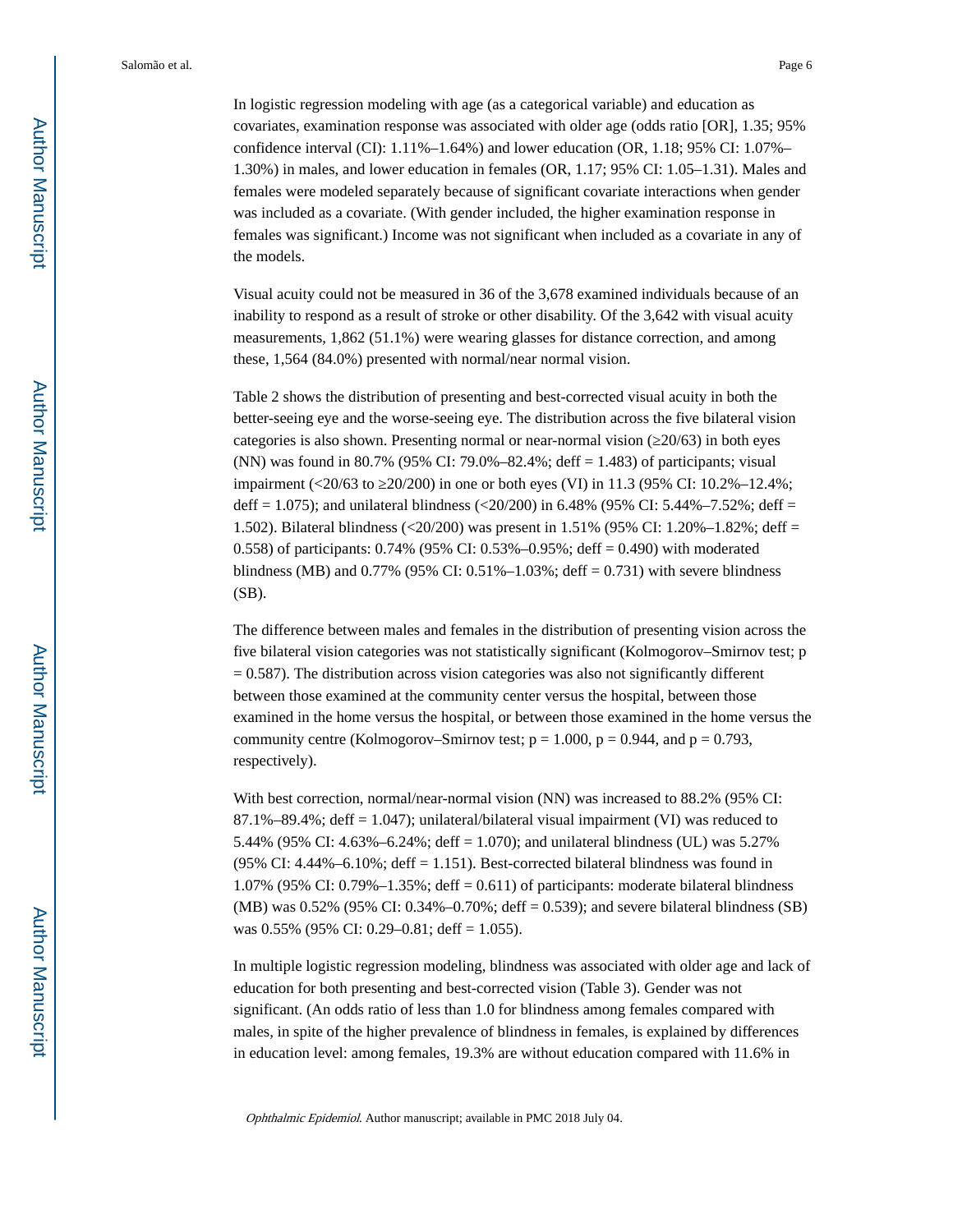In logistic regression modeling with age (as a categorical variable) and education as covariates, examination response was associated with older age (odds ratio [OR], 1.35; 95% confidence interval (CI): 1.11%–1.64%) and lower education (OR, 1.18; 95% CI: 1.07%–1.30%) in males, and lower education in females (OR, 1.17; 95% CI: 1.05–1.31). Males and females were modeled separately because of significant covariate interactions when gender was included as a covariate. (With gender included, the higher examination response in females was significant.) Income was not significant when included as a covariate in any of the models.

Visual acuity could not be measured in 36 of the 3,678 examined individuals because of an inability to respond as a result of stroke or other disability. Of the 3,642 with visual acuity measurements, 1,862 (51.1%) were wearing glasses for distance correction, and among these, 1,564 (84.0%) presented with normal/near normal vision.

Table 2 shows the distribution of presenting and best-corrected visual acuity in both the better-seeing eye and the worse-seeing eye. The distribution across the five bilateral vision categories is also shown. Presenting normal or near-normal vision (≥20/63) in both eyes (NN) was found in 80.7% (95% CI: 79.0%–82.4%; deff = 1.483) of participants; visual impairment (<20/63 to ≥20/200) in one or both eyes (VI) in 11.3 (95% CI: 10.2%–12.4%; deff = 1.075); and unilateral blindness (<20/200) in 6.48% (95% CI: 5.44%–7.52%; deff = 1.502). Bilateral blindness (<20/200) was present in 1.51% (95% CI: 1.20%–1.82%; deff = 0.558) of participants: 0.74% (95% CI: 0.53%–0.95%; deff = 0.490) with moderated blindness (MB) and 0.77% (95% CI: 0.51%–1.03%; deff = 0.731) with severe blindness (SB).

The difference between males and females in the distribution of presenting vision across the five bilateral vision categories was not statistically significant (Kolmogorov–Smirnov test; p = 0.587). The distribution across vision categories was also not significantly different between those examined at the community center versus the hospital, between those examined in the home versus the hospital, or between those examined in the home versus the community centre (Kolmogorov–Smirnov test; p = 1.000, p = 0.944, and p = 0.793, respectively).

With best correction, normal/near-normal vision (NN) was increased to 88.2% (95% CI: 87.1%–89.4%; deff = 1.047); unilateral/bilateral visual impairment (VI) was reduced to 5.44% (95% CI: 4.63%–6.24%; deff = 1.070); and unilateral blindness (UL) was 5.27% (95% CI: 4.44%–6.10%; deff = 1.151). Best-corrected bilateral blindness was found in 1.07% (95% CI: 0.79%–1.35%; deff = 0.611) of participants: moderate bilateral blindness (MB) was 0.52% (95% CI: 0.34%–0.70%; deff = 0.539); and severe bilateral blindness (SB) was 0.55% (95% CI: 0.29–0.81; deff = 1.055).

In multiple logistic regression modeling, blindness was associated with older age and lack of education for both presenting and best-corrected vision (Table 3). Gender was not significant. (An odds ratio of less than 1.0 for blindness among females compared with males, in spite of the higher prevalence of blindness in females, is explained by differences in education level: among females, 19.3% are without education compared with 11.6% in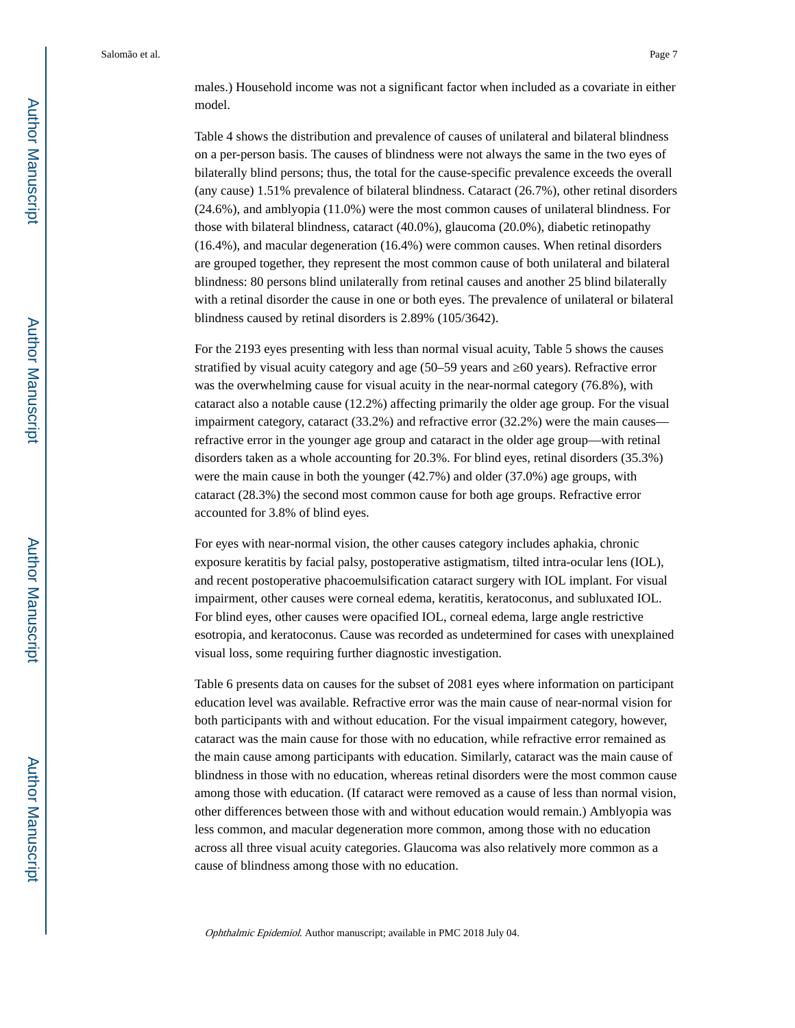males.) Household income was not a significant factor when included as a covariate in either model.

Table 4 shows the distribution and prevalence of causes of unilateral and bilateral blindness on a per-person basis. The causes of blindness were not always the same in the two eyes of bilaterally blind persons; thus, the total for the cause-specific prevalence exceeds the overall (any cause) 1.51% prevalence of bilateral blindness. Cataract (26.7%), other retinal disorders (24.6%), and amblyopia (11.0%) were the most common causes of unilateral blindness. For those with bilateral blindness, cataract (40.0%), glaucoma (20.0%), diabetic retinopathy (16.4%), and macular degeneration (16.4%) were common causes. When retinal disorders are grouped together, they represent the most common cause of both unilateral and bilateral blindness: 80 persons blind unilaterally from retinal causes and another 25 blind bilaterally with a retinal disorder the cause in one or both eyes. The prevalence of unilateral or bilateral blindness caused by retinal disorders is 2.89% (105/3642).

For the 2193 eyes presenting with less than normal visual acuity, Table 5 shows the causes stratified by visual acuity category and age (50–59 years and ≥60 years). Refractive error was the overwhelming cause for visual acuity in the near-normal category (76.8%), with cataract also a notable cause (12.2%) affecting primarily the older age group. For the visual impairment category, cataract (33.2%) and refractive error (32.2%) were the main causes—refractive error in the younger age group and cataract in the older age group—with retinal disorders taken as a whole accounting for 20.3%. For blind eyes, retinal disorders (35.3%) were the main cause in both the younger (42.7%) and older (37.0%) age groups, with cataract (28.3%) the second most common cause for both age groups. Refractive error accounted for 3.8% of blind eyes.

For eyes with near-normal vision, the other causes category includes aphakia, chronic exposure keratitis by facial palsy, postoperative astigmatism, tilted intra-ocular lens (IOL), and recent postoperative phacoemulsification cataract surgery with IOL implant. For visual impairment, other causes were corneal edema, keratitis, keratoconus, and subluxated IOL. For blind eyes, other causes were opacified IOL, corneal edema, large angle restrictive esotropia, and keratoconus. Cause was recorded as undetermined for cases with unexplained visual loss, some requiring further diagnostic investigation.

Table 6 presents data on causes for the subset of 2081 eyes where information on participant education level was available. Refractive error was the main cause of near-normal vision for both participants with and without education. For the visual impairment category, however, cataract was the main cause for those with no education, while refractive error remained as the main cause among participants with education. Similarly, cataract was the main cause of blindness in those with no education, whereas retinal disorders were the most common cause among those with education. (If cataract were removed as a cause of less than normal vision, other differences between those with and without education would remain.) Amblyopia was less common, and macular degeneration more common, among those with no education across all three visual acuity categories. Glaucoma was also relatively more common as a cause of blindness among those with no education.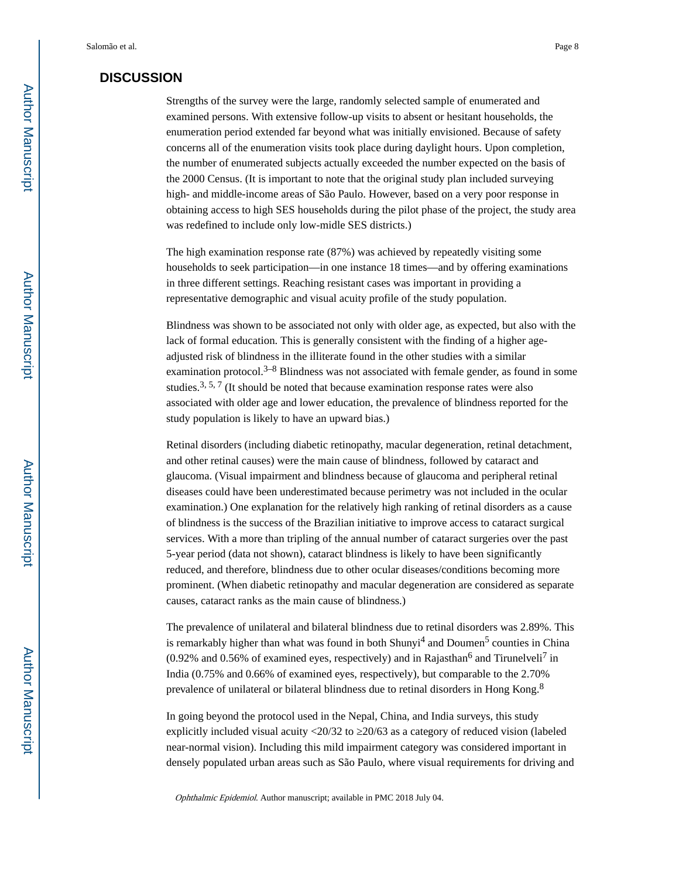## DISCUSSION

Strengths of the survey were the large, randomly selected sample of enumerated and examined persons. With extensive follow-up visits to absent or hesitant households, the enumeration period extended far beyond what was initially envisioned. Because of safety concerns all of the enumeration visits took place during daylight hours. Upon completion, the number of enumerated subjects actually exceeded the number expected on the basis of the 2000 Census. (It is important to note that the original study plan included surveying high- and middle-income areas of São Paulo. However, based on a very poor response in obtaining access to high SES households during the pilot phase of the project, the study area was redefined to include only low-midle SES districts.)

The high examination response rate (87%) was achieved by repeatedly visiting some households to seek participation—in one instance 18 times—and by offering examinations in three different settings. Reaching resistant cases was important in providing a representative demographic and visual acuity profile of the study population.

Blindness was shown to be associated not only with older age, as expected, but also with the lack of formal education. This is generally consistent with the finding of a higher age-adjusted risk of blindness in the illiterate found in the other studies with a similar examination protocol.[3–8] Blindness was not associated with female gender, as found in some studies.[3, 5, 7] (It should be noted that because examination response rates were also associated with older age and lower education, the prevalence of blindness reported for the study population is likely to have an upward bias.)

Retinal disorders (including diabetic retinopathy, macular degeneration, retinal detachment, and other retinal causes) were the main cause of blindness, followed by cataract and glaucoma. (Visual impairment and blindness because of glaucoma and peripheral retinal diseases could have been underestimated because perimetry was not included in the ocular examination.) One explanation for the relatively high ranking of retinal disorders as a cause of blindness is the success of the Brazilian initiative to improve access to cataract surgical services. With a more than tripling of the annual number of cataract surgeries over the past 5-year period (data not shown), cataract blindness is likely to have been significantly reduced, and therefore, blindness due to other ocular diseases/conditions becoming more prominent. (When diabetic retinopathy and macular degeneration are considered as separate causes, cataract ranks as the main cause of blindness.)

The prevalence of unilateral and bilateral blindness due to retinal disorders was 2.89%. This is remarkably higher than what was found in both Shunyi[4] and Doumen[5] counties in China (0.92% and 0.56% of examined eyes, respectively) and in Rajasthan[6] and Tirunelveli[7] in India (0.75% and 0.66% of examined eyes, respectively), but comparable to the 2.70% prevalence of unilateral or bilateral blindness due to retinal disorders in Hong Kong.[8]

In going beyond the protocol used in the Nepal, China, and India surveys, this study explicitly included visual acuity <20/32 to ≥20/63 as a category of reduced vision (labeled near-normal vision). Including this mild impairment category was considered important in densely populated urban areas such as São Paulo, where visual requirements for driving and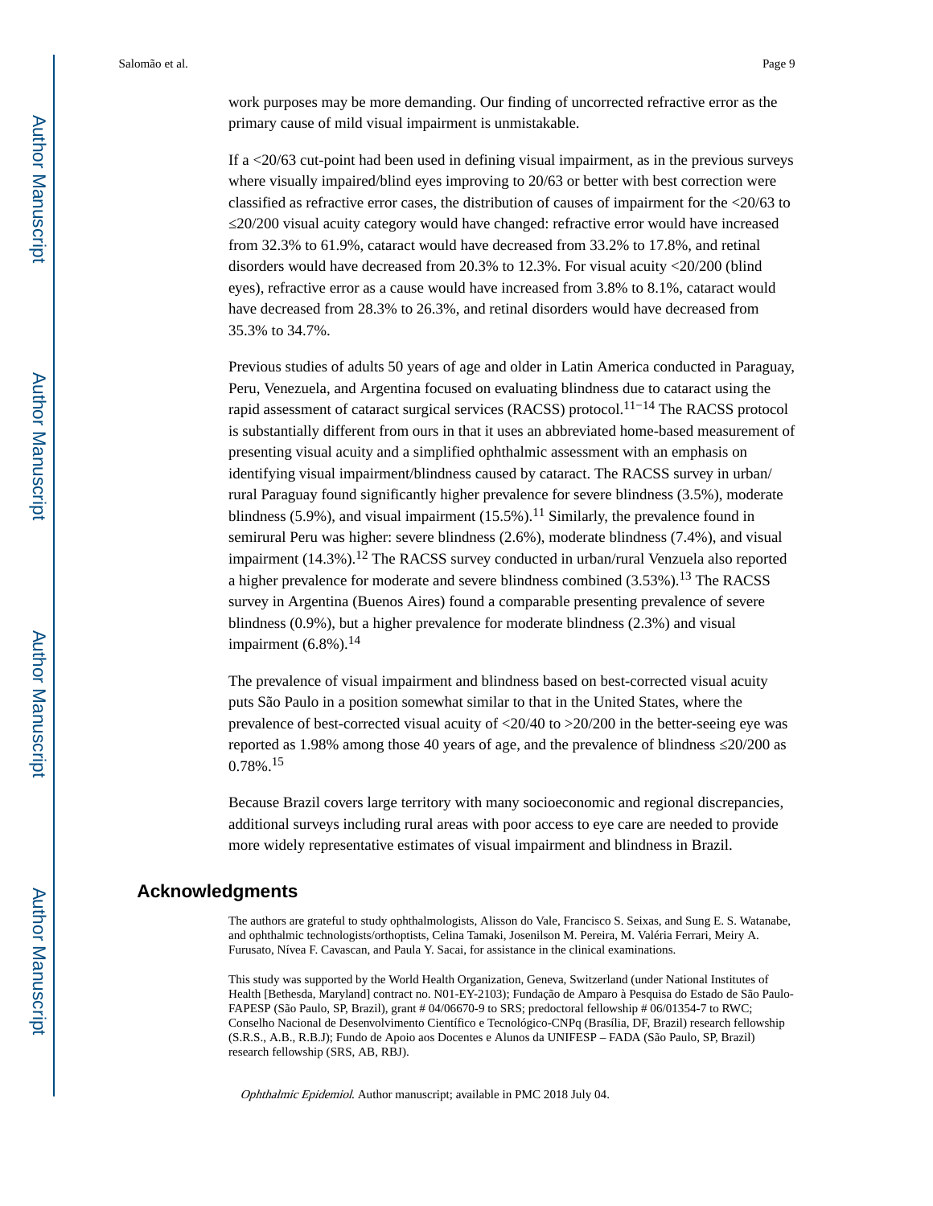work purposes may be more demanding. Our finding of uncorrected refractive error as the primary cause of mild visual impairment is unmistakable.

If a <20/63 cut-point had been used in defining visual impairment, as in the previous surveys where visually impaired/blind eyes improving to 20/63 or better with best correction were classified as refractive error cases, the distribution of causes of impairment for the <20/63 to ≤20/200 visual acuity category would have changed: refractive error would have increased from 32.3% to 61.9%, cataract would have decreased from 33.2% to 17.8%, and retinal disorders would have decreased from 20.3% to 12.3%. For visual acuity <20/200 (blind eyes), refractive error as a cause would have increased from 3.8% to 8.1%, cataract would have decreased from 28.3% to 26.3%, and retinal disorders would have decreased from 35.3% to 34.7%.

Previous studies of adults 50 years of age and older in Latin America conducted in Paraguay, Peru, Venezuela, and Argentina focused on evaluating blindness due to cataract using the rapid assessment of cataract surgical services (RACSS) protocol.[11−14] The RACSS protocol is substantially different from ours in that it uses an abbreviated home-based measurement of presenting visual acuity and a simplified ophthalmic assessment with an emphasis on identifying visual impairment/blindness caused by cataract. The RACSS survey in urban/rural Paraguay found significantly higher prevalence for severe blindness (3.5%), moderate blindness (5.9%), and visual impairment (15.5%).[11] Similarly, the prevalence found in semirural Peru was higher: severe blindness (2.6%), moderate blindness (7.4%), and visual impairment (14.3%).[12] The RACSS survey conducted in urban/rural Venzuela also reported a higher prevalence for moderate and severe blindness combined (3.53%).[13] The RACSS survey in Argentina (Buenos Aires) found a comparable presenting prevalence of severe blindness (0.9%), but a higher prevalence for moderate blindness (2.3%) and visual impairment (6.8%).[14]

The prevalence of visual impairment and blindness based on best-corrected visual acuity puts São Paulo in a position somewhat similar to that in the United States, where the prevalence of best-corrected visual acuity of <20/40 to >20/200 in the better-seeing eye was reported as 1.98% among those 40 years of age, and the prevalence of blindness ≤20/200 as 0.78%.[15]

Because Brazil covers large territory with many socioeconomic and regional discrepancies, additional surveys including rural areas with poor access to eye care are needed to provide more widely representative estimates of visual impairment and blindness in Brazil.

## Acknowledgments

The authors are grateful to study ophthalmologists, Alisson do Vale, Francisco S. Seixas, and Sung E. S. Watanabe, and ophthalmic technologists/orthoptists, Celina Tamaki, Josenilson M. Pereira, M. Valéria Ferrari, Meiry A. Furusato, Nívea F. Cavascan, and Paula Y. Sacai, for assistance in the clinical examinations.

This study was supported by the World Health Organization, Geneva, Switzerland (under National Institutes of Health [Bethesda, Maryland] contract no. N01-EY-2103); Fundação de Amparo à Pesquisa do Estado de São Paulo-FAPESP (São Paulo, SP, Brazil), grant # 04/06670-9 to SRS; predoctoral fellowship # 06/01354-7 to RWC; Conselho Nacional de Desenvolvimento Científico e Tecnológico-CNPq (Brasília, DF, Brazil) research fellowship (S.R.S., A.B., R.B.J); Fundo de Apoio aos Docentes e Alunos da UNIFESP – FADA (São Paulo, SP, Brazil) research fellowship (SRS, AB, RBJ).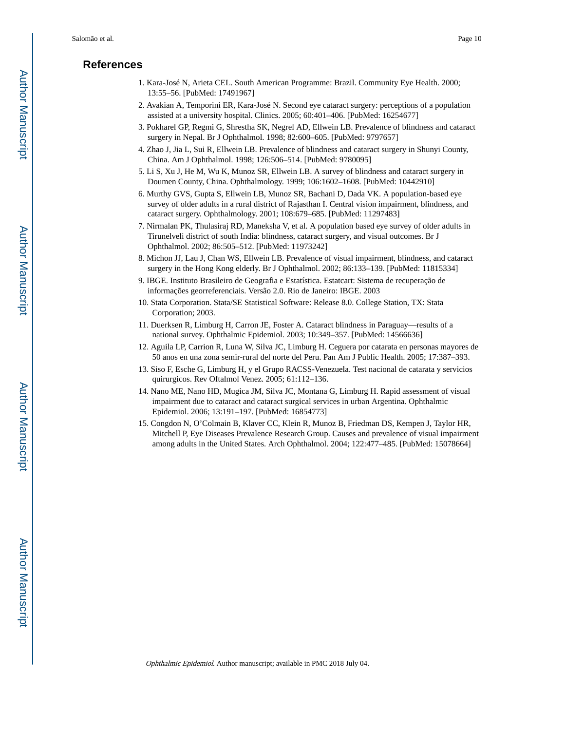## References

1. Kara-José N, Arieta CEL. South American Programme: Brazil. Community Eye Health. 2000; 13:55–56. [PubMed: 17491967]
2. Avakian A, Temporini ER, Kara-José N. Second eye cataract surgery: perceptions of a population assisted at a university hospital. Clinics. 2005; 60:401–406. [PubMed: 16254677]
3. Pokharel GP, Regmi G, Shrestha SK, Negrel AD, Ellwein LB. Prevalence of blindness and cataract surgery in Nepal. Br J Ophthalmol. 1998; 82:600–605. [PubMed: 9797657]
4. Zhao J, Jia L, Sui R, Ellwein LB. Prevalence of blindness and cataract surgery in Shunyi County, China. Am J Ophthalmol. 1998; 126:506–514. [PubMed: 9780095]
5. Li S, Xu J, He M, Wu K, Munoz SR, Ellwein LB. A survey of blindness and cataract surgery in Doumen County, China. Ophthalmology. 1999; 106:1602–1608. [PubMed: 10442910]
6. Murthy GVS, Gupta S, Ellwein LB, Munoz SR, Bachani D, Dada VK. A population-based eye survey of older adults in a rural district of Rajasthan I. Central vision impairment, blindness, and cataract surgery. Ophthalmology. 2001; 108:679–685. [PubMed: 11297483]
7. Nirmalan PK, Thulasiraj RD, Maneksha V, et al. A population based eye survey of older adults in Tirunelveli district of south India: blindness, cataract surgery, and visual outcomes. Br J Ophthalmol. 2002; 86:505–512. [PubMed: 11973242]
8. Michon JJ, Lau J, Chan WS, Ellwein LB. Prevalence of visual impairment, blindness, and cataract surgery in the Hong Kong elderly. Br J Ophthalmol. 2002; 86:133–139. [PubMed: 11815334]
9. IBGE. Instituto Brasileiro de Geografia e Estatística. Estatcart: Sistema de recuperação de informações georreferenciais. Versão 2.0. Rio de Janeiro: IBGE. 2003
10. Stata Corporation. Stata/SE Statistical Software: Release 8.0. College Station, TX: Stata Corporation; 2003.
11. Duerksen R, Limburg H, Carron JE, Foster A. Cataract blindness in Paraguay—results of a national survey. Ophthalmic Epidemiol. 2003; 10:349–357. [PubMed: 14566636]
12. Aguila LP, Carrion R, Luna W, Silva JC, Limburg H. Ceguera por catarata en personas mayores de 50 anos en una zona semir-rural del norte del Peru. Pan Am J Public Health. 2005; 17:387–393.
13. Siso F, Esche G, Limburg H, y el Grupo RACSS-Venezuela. Test nacional de catarata y servicios quirurgicos. Rev Oftalmol Venez. 2005; 61:112–136.
14. Nano ME, Nano HD, Mugica JM, Silva JC, Montana G, Limburg H. Rapid assessment of visual impairment due to cataract and cataract surgical services in urban Argentina. Ophthalmic Epidemiol. 2006; 13:191–197. [PubMed: 16854773]
15. Congdon N, O'Colmain B, Klaver CC, Klein R, Munoz B, Friedman DS, Kempen J, Taylor HR, Mitchell P, Eye Diseases Prevalence Research Group. Causes and prevalence of visual impairment among adults in the United States. Arch Ophthalmol. 2004; 122:477–485. [PubMed: 15078664]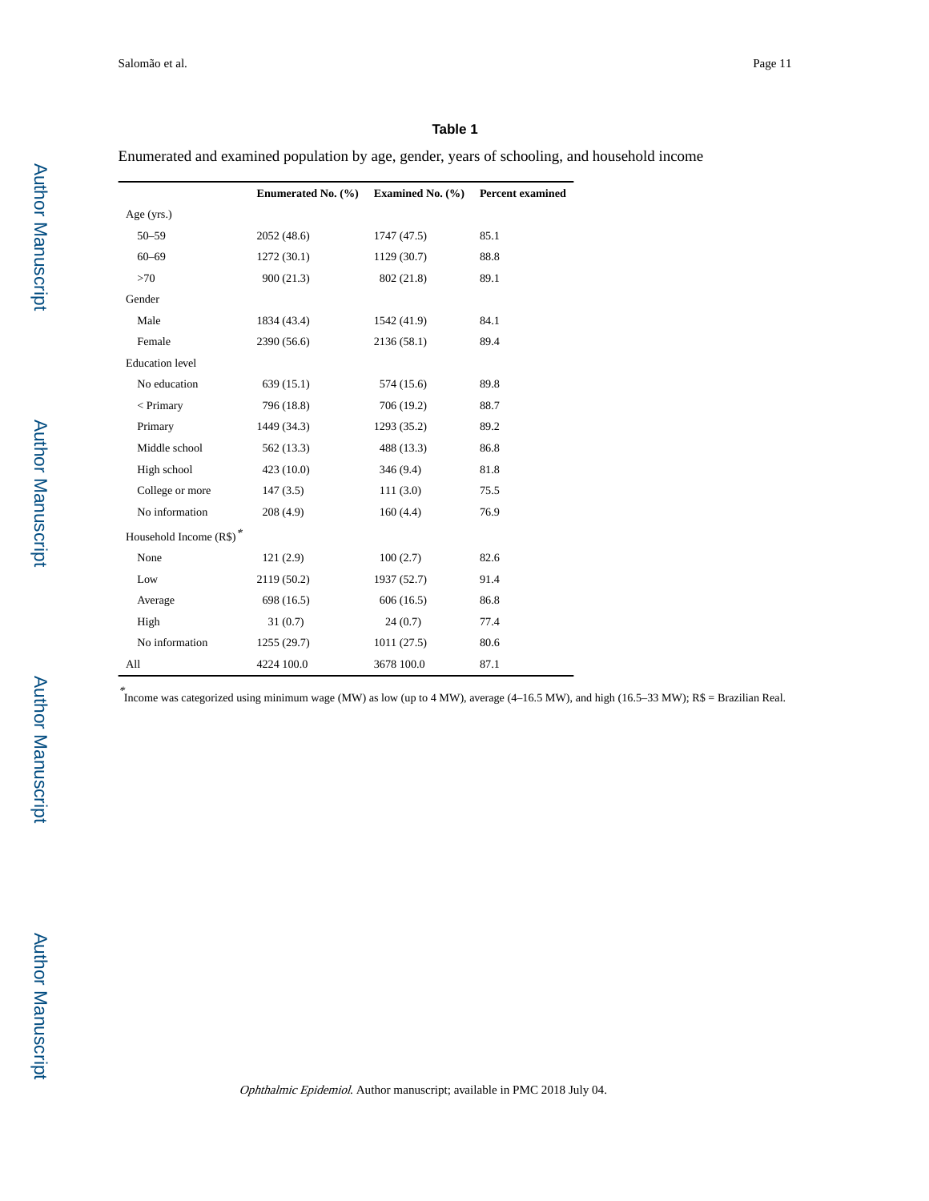## Table 1

Enumerated and examined population by age, gender, years of schooling, and household income

| | Enumerated No. (%) | Examined No. (%) | Percent examined |
|---|---|---|---|
| Age (yrs.) | | | |
| 50–59 | 2052 (48.6) | 1747 (47.5) | 85.1 |
| 60–69 | 1272 (30.1) | 1129 (30.7) | 88.8 |
| >70 | 900 (21.3) | 802 (21.8) | 89.1 |
| Gender | | | |
| Male | 1834 (43.4) | 1542 (41.9) | 84.1 |
| Female | 2390 (56.6) | 2136 (58.1) | 89.4 |
| Education level | | | |
| No education | 639 (15.1) | 574 (15.6) | 89.8 |
| < Primary | 796 (18.8) | 706 (19.2) | 88.7 |
| Primary | 1449 (34.3) | 1293 (35.2) | 89.2 |
| Middle school | 562 (13.3) | 488 (13.3) | 86.8 |
| High school | 423 (10.0) | 346 (9.4) | 81.8 |
| College or more | 147 (3.5) | 111 (3.0) | 75.5 |
| No information | 208 (4.9) | 160 (4.4) | 76.9 |
| Household Income (R$)* | | | |
| None | 121 (2.9) | 100 (2.7) | 82.6 |
| Low | 2119 (50.2) | 1937 (52.7) | 91.4 |
| Average | 698 (16.5) | 606 (16.5) | 86.8 |
| High | 31 (0.7) | 24 (0.7) | 77.4 |
| No information | 1255 (29.7) | 1011 (27.5) | 80.6 |
| All | 4224 100.0 | 3678 100.0 | 87.1 |

*Income was categorized using minimum wage (MW) as low (up to 4 MW), average (4–16.5 MW), and high (16.5–33 MW); R$ = Brazilian Real.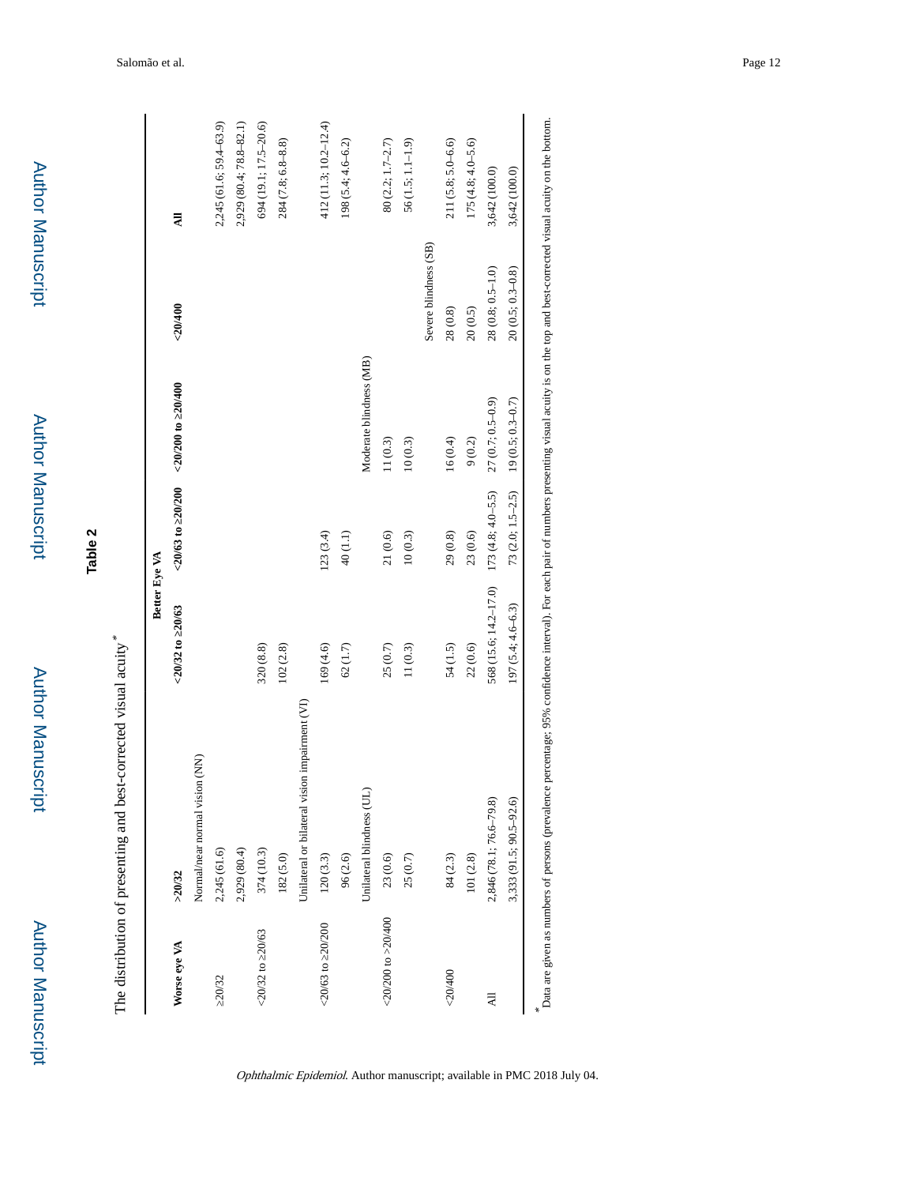## Table 2

The distribution of presenting and best-corrected visual acuity*

| Worse eye VA | Better Eye VA | | | | | |
|---|---|---|---|---|---|---|
| | >20/32 | <20/32 to ≥20/63 | <20/63 to ≥20/200 | <20/200 to ≥20/400 | <20/400 | All |
| | Normal/near normal vision (NN) | | | | | |
| ≥20/32 | 2,245 (61.6) | | | | | 2,245 (61.6; 59.4–63.9) |
| | 2,929 (80.4) | | | | | 2,929 (80.4; 78.8–82.1) |
| <20/32 to ≥20/63 | 374 (10.3) | 320 (8.8) | | | | 694 (19.1; 17.5–20.6) |
| | 182 (5.0) | 102 (2.8) | | | | 284 (7.8; 6.8–8.8) |
| | Unilateral or bilateral vision impairment (VI) | | | | | |
| <20/63 to ≥20/200 | 120 (3.3) | 169 (4.6) | 123 (3.4) | | | 412 (11.3; 10.2–12.4) |
| | 96 (2.6) | 62 (1.7) | 40 (1.1) | | | 198 (5.4; 4.6–6.2) |
| | Unilateral blindness (UL) | | | Moderate blindness (MB) | | |
| <20/200 to >20/400 | 23 (0.6) | 25 (0.7) | 21 (0.6) | 11 (0.3) | | 80 (2.2; 1.7–2.7) |
| | 25 (0.7) | 11 (0.3) | 10 (0.3) | 10 (0.3) | | 56 (1.5; 1.1–1.9) |
| | | | | | Severe blindness (SB) | |
| <20/400 | 84 (2.3) | 54 (1.5) | 29 (0.8) | 16 (0.4) | 28 (0.8) | 211 (5.8; 5.0–6.6) |
| | 101 (2.8) | 22 (0.6) | 23 (0.6) | 9 (0.2) | 20 (0.5) | 175 (4.8; 4.0–5.6) |
| All | 2,846 (78.1; 76.6–79.8) | 568 (15.6; 14.2–17.0) | 173 (4.8; 4.0–5.5) | 27 (0.7; 0.5–0.9) | 28 (0.8; 0.5–1.0) | 3,642 (100.0) |
| | 3,333 (91.5; 90.5–92.6) | 197 (5.4; 4.6–6.3) | 73 (2.0; 1.5–2.5) | 19 (0.5; 0.3–0.7) | 20 (0.5; 0.3–0.8) | 3,642 (100.0) |

*Data are given as numbers of persons (prevalence percentage; 95% confidence interval). For each pair of numbers presenting visual acuity is on the top and best-corrected visual acuity on the bottom.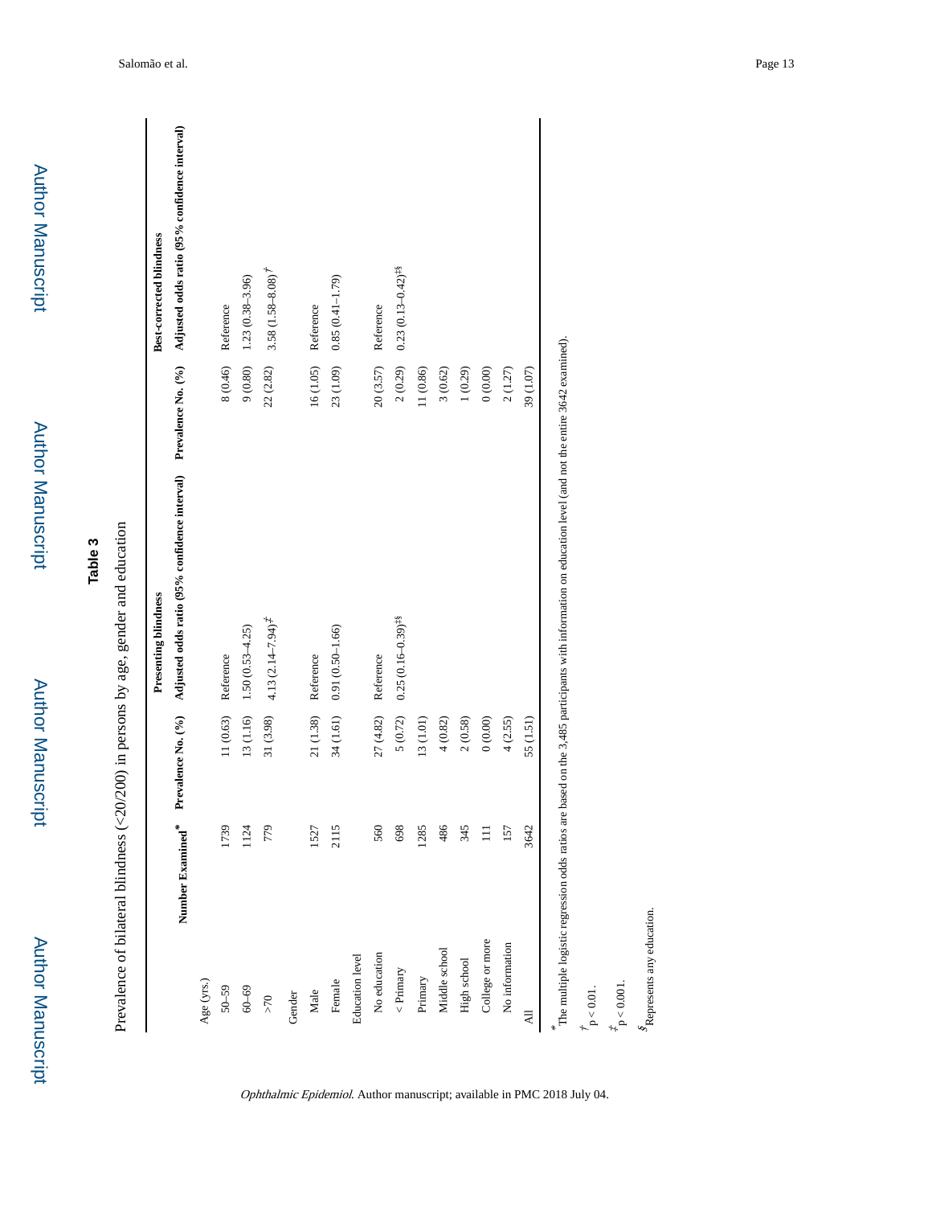## Table 3

Prevalence of bilateral blindness (<20/200) in persons by age, gender and education

| | Number Examined* | Presenting blindness | | Best-corrected blindness | |
|---|---|---|---|---|---|
| | | Prevalence No. (%) | Adjusted odds ratio (95% confidence interval) | Prevalence No. (%) | Adjusted odds ratio (95% confidence interval) |
| Age (yrs.) | | | | | |
| 50–59 | 1739 | 11 (0.63) | Reference | 8 (0.46) | Reference |
| 60–69 | 1124 | 13 (1.16) | 1.50 (0.53–4.25) | 9 (0.80) | 1.23 (0.38–3.96) |
| >70 | 779 | 31 (3.98) | 4.13 (2.14–7.94)‡ | 22 (2.82) | 3.58 (1.58–8.08)† |
| Gender | | | | | |
| Male | 1527 | 21 (1.38) | Reference | 16 (1.05) | Reference |
| Female | 2115 | 34 (1.61) | 0.91 (0.50–1.66) | 23 (1.09) | 0.85 (0.41–1.79) |
| Education level | | | | | |
| No education | 560 | 27 (4.82) | Reference | 20 (3.57) | Reference |
| < Primary | 698 | 5 (0.72) | 0.25 (0.16–0.39)‡§ | 2 (0.29) | 0.23 (0.13–0.42)‡§ |
| Primary | 1285 | 13 (1.01) | | 11 (0.86) | |
| Middle school | 486 | 4 (0.82) | | 3 (0.62) | |
| High school | 345 | 2 (0.58) | | 1 (0.29) | |
| College or more | 111 | 0 (0.00) | | 0 (0.00) | |
| No information | 157 | 4 (2.55) | | 2 (1.27) | |
| All | 3642 | 55 (1.51) | | 39 (1.07) | |

*The multiple logistic regression odds ratios are based on the 3,485 participants with information on education level (and not the entire 3642 examined).

†$p < 0.01$.

‡$p < 0.001$.

§Represents any education.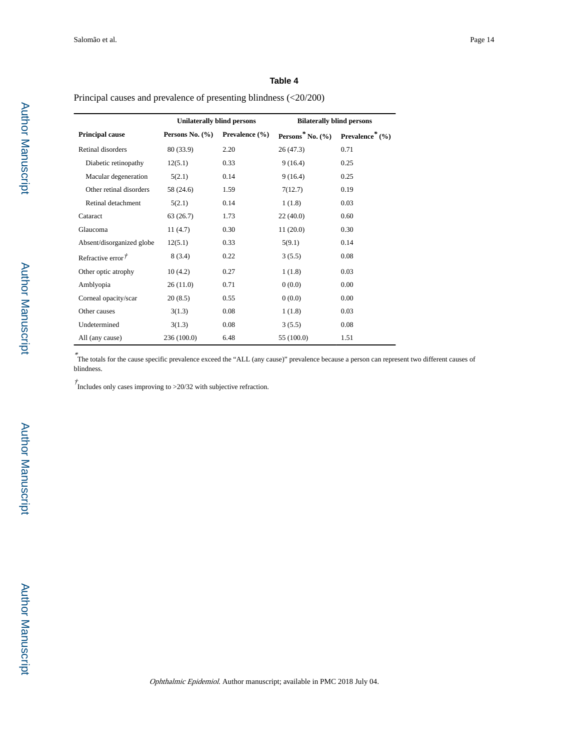## Table 4

Principal causes and prevalence of presenting blindness (<20/200)

| Principal cause | Unilaterally blind persons | | Bilaterally blind persons | |
|---|---|---|---|---|
| | Persons No. (%) | Prevalence (%) | Persons* No. (%) | Prevalence* (%) |
| Retinal disorders | 80 (33.9) | 2.20 | 26 (47.3) | 0.71 |
| Diabetic retinopathy | 12(5.1) | 0.33 | 9 (16.4) | 0.25 |
| Macular degeneration | 5(2.1) | 0.14 | 9 (16.4) | 0.25 |
| Other retinal disorders | 58 (24.6) | 1.59 | 7(12.7) | 0.19 |
| Retinal detachment | 5(2.1) | 0.14 | 1 (1.8) | 0.03 |
| Cataract | 63 (26.7) | 1.73 | 22 (40.0) | 0.60 |
| Glaucoma | 11 (4.7) | 0.30 | 11 (20.0) | 0.30 |
| Absent/disorganized globe | 12(5.1) | 0.33 | 5(9.1) | 0.14 |
| Refractive error† | 8 (3.4) | 0.22 | 3 (5.5) | 0.08 |
| Other optic atrophy | 10 (4.2) | 0.27 | 1 (1.8) | 0.03 |
| Amblyopia | 26 (11.0) | 0.71 | 0 (0.0) | 0.00 |
| Corneal opacity/scar | 20 (8.5) | 0.55 | 0 (0.0) | 0.00 |
| Other causes | 3(1.3) | 0.08 | 1 (1.8) | 0.03 |
| Undetermined | 3(1.3) | 0.08 | 3 (5.5) | 0.08 |
| All (any cause) | 236 (100.0) | 6.48 | 55 (100.0) | 1.51 |

*The totals for the cause specific prevalence exceed the "ALL (any cause)" prevalence because a person can represent two different causes of blindness.

†Includes only cases improving to >20/32 with subjective refraction.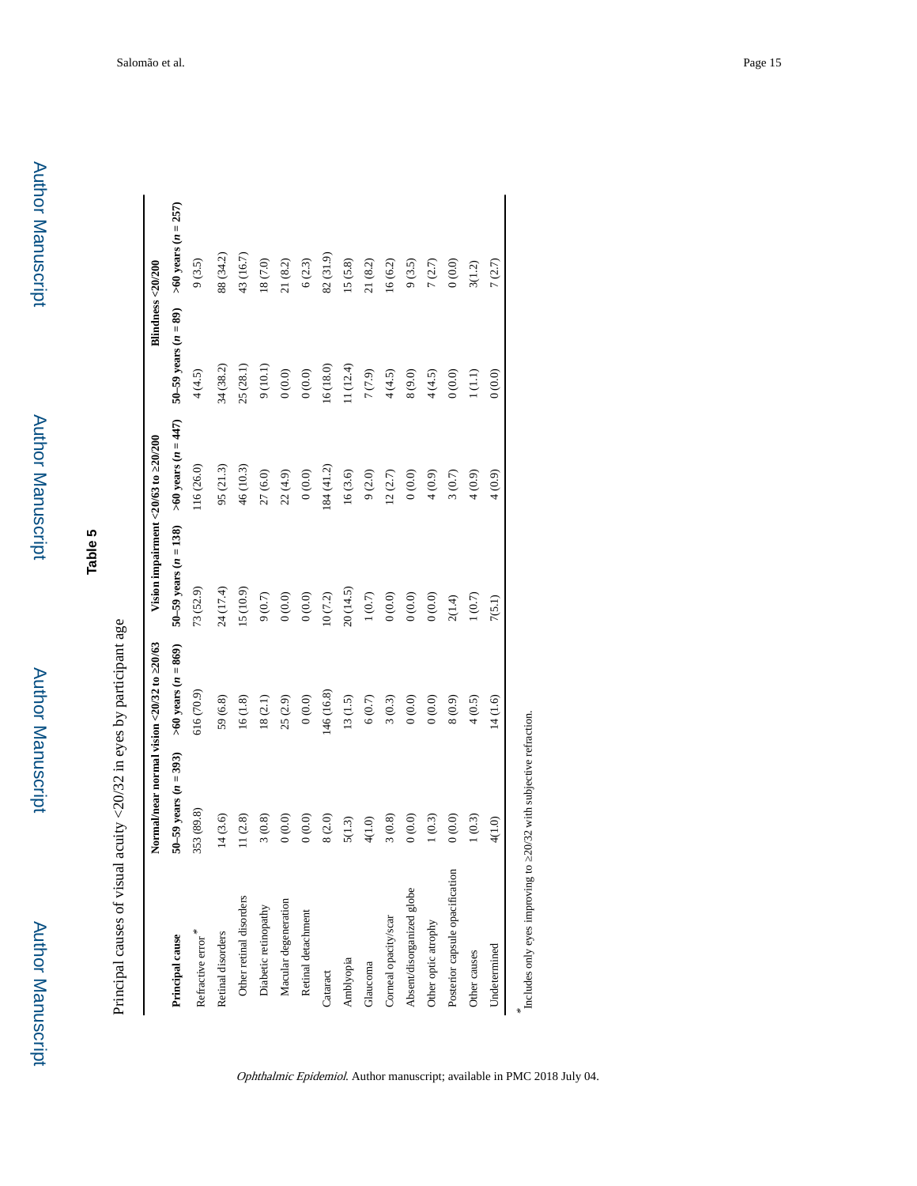## Table 5

Principal causes of visual acuity <20/32 in eyes by participant age

| Principal cause | Normal/near normal vision <20/32 to ≥20/63 | | Vision impairment <20/63 to ≥20/200 | | Blindness <20/200 | |
|---|---|---|---|---|---|---|
| | 50–59 years (*n* = 393) | >60 years (*n* = 869) | 50–59 years (*n* = 138) | >60 years (*n* = 447) | 50–59 years (*n* = 89) | >60 years (*n* = 257) |
| Refractive error* | 353 (89.8) | 616 (70.9) | 73 (52.9) | 116 (26.0) | 4 (4.5) | 9 (3.5) |
| Retinal disorders | 14 (3.6) | 59 (6.8) | 24 (17.4) | 95 (21.3) | 34 (38.2) | 88 (34.2) |
| Other retinal disorders | 11 (2.8) | 16 (1.8) | 15 (10.9) | 46 (10.3) | 25 (28.1) | 43 (16.7) |
| Diabetic retinopathy | 3 (0.8) | 18 (2.1) | 9 (0.7) | 27 (6.0) | 9 (10.1) | 18 (7.0) |
| Macular degeneration | 0 (0.0) | 25 (2.9) | 0 (0.0) | 22 (4.9) | 0 (0.0) | 21 (8.2) |
| Retinal detachment | 0 (0.0) | 0 (0.0) | 0 (0.0) | 0 (0.0) | 0 (0.0) | 6 (2.3) |
| Cataract | 8 (2.0) | 146 (16.8) | 10 (7.2) | 184 (41.2) | 16 (18.0) | 82 (31.9) |
| Amblyopia | 5(1.3) | 13 (1.5) | 20 (14.5) | 16 (3.6) | 11 (12.4) | 15 (5.8) |
| Glaucoma | 4(1.0) | 6 (0.7) | 1 (0.7) | 9 (2.0) | 7 (7.9) | 21 (8.2) |
| Corneal opacity/scar | 3 (0.8) | 3 (0.3) | 0 (0.0) | 12 (2.7) | 4 (4.5) | 16 (6.2) |
| Absent/disorganized globe | 0 (0.0) | 0 (0.0) | 0 (0.0) | 0 (0.0) | 8 (9.0) | 9 (3.5) |
| Other optic atrophy | 1 (0.3) | 0 (0.0) | 0 (0.0) | 4 (0.9) | 4 (4.5) | 7 (2.7) |
| Posterior capsule opacification | 0 (0.0) | 8 (0.9) | 2(1.4) | 3 (0.7) | 0 (0.0) | 0 (0.0) |
| Other causes | 1 (0.3) | 4 (0.5) | 1 (0.7) | 4 (0.9) | 1 (1.1) | 3(1.2) |
| Undetermined | 4(1.0) | 14 (1.6) | 7(5.1) | 4 (0.9) | 0 (0.0) | 7 (2.7) |

\* Includes only eyes improving to ≥20/32 with subjective refraction.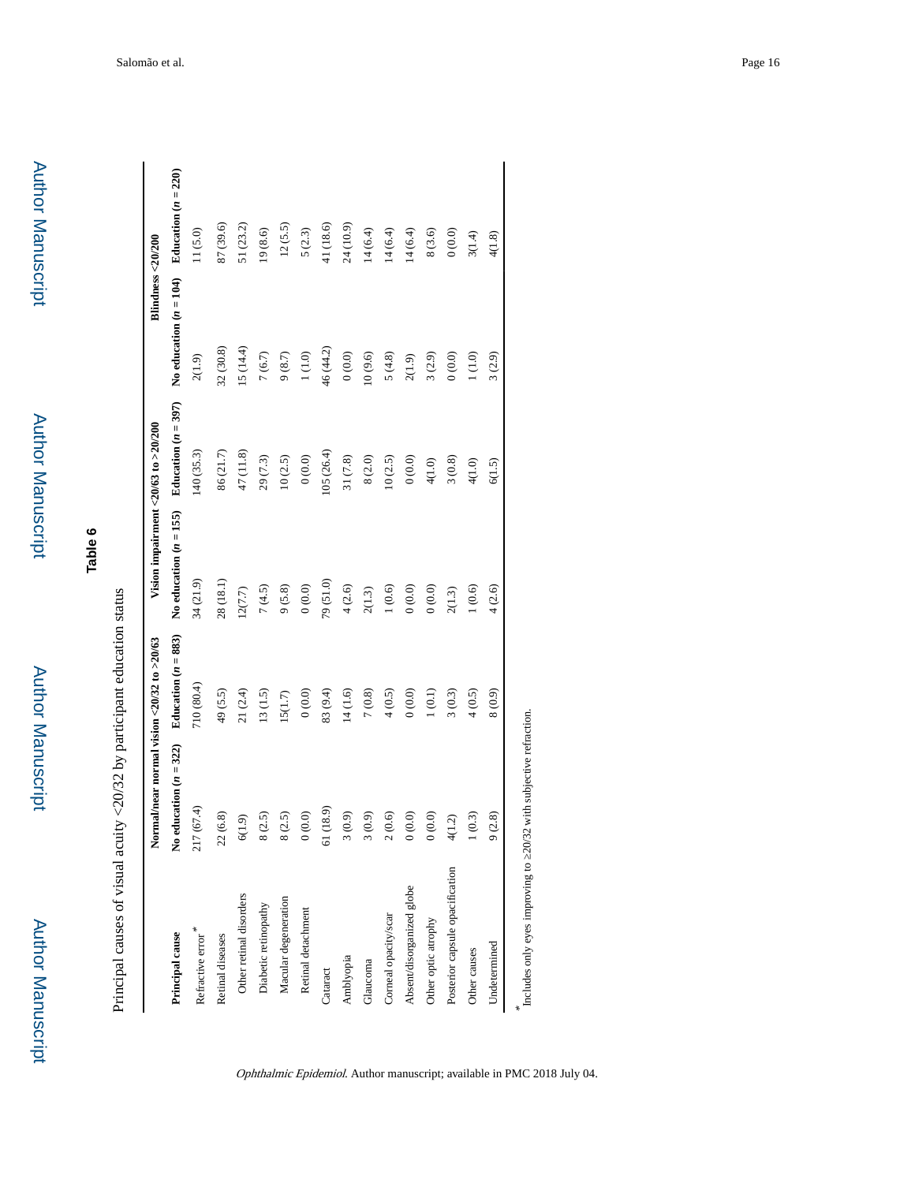## Table 6

Principal causes of visual acuity <20/32 by participant education status

| Principal cause | Normal/near normal vision <20/32 to >20/63 | | Vision impairment <20/63 to >20/200 | | Blindness <20/200 | |
|---|---|---|---|---|---|---|
| | No education (*n* = 322) | Education (*n* = 883) | No education (*n* = 155) | Education (*n* = 397) | No education (*n* = 104) | Education (*n* = 220) |
| Refractive error * | 217 (67.4) | 710 (80.4) | 34 (21.9) | 140 (35.3) | 2(1.9) | 11 (5.0) |
| Retinal diseases | 22 (6.8) | 49 (5.5) | 28 (18.1) | 86 (21.7) | 32 (30.8) | 87 (39.6) |
| Other retinal disorders | 6(1.9) | 21 (2.4) | 12(7.7) | 47 (11.8) | 15 (14.4) | 51 (23.2) |
| Diabetic retinopathy | 8 (2.5) | 13 (1.5) | 7 (4.5) | 29 (7.3) | 7 (6.7) | 19 (8.6) |
| Macular degeneration | 8 (2.5) | 15(1.7) | 9 (5.8) | 10 (2.5) | 9 (8.7) | 12 (5.5) |
| Retinal detachment | 0 (0.0) | 0 (0.0) | 0 (0.0) | 0 (0.0) | 1 (1.0) | 5 (2.3) |
| Cataract | 61 (18.9) | 83 (9.4) | 79 (51.0) | 105 (26.4) | 46 (44.2) | 41 (18.6) |
| Amblyopia | 3 (0.9) | 14 (1.6) | 4 (2.6) | 31 (7.8) | 0 (0.0) | 24 (10.9) |
| Glaucoma | 3 (0.9) | 7 (0.8) | 2(1.3) | 8 (2.0) | 10 (9.6) | 14 (6.4) |
| Corneal opacity/scar | 2 (0.6) | 4 (0.5) | 1 (0.6) | 10 (2.5) | 5 (4.8) | 14 (6.4) |
| Absent/disorganized globe | 0 (0.0) | 0 (0.0) | 0 (0.0) | 0 (0.0) | 2(1.9) | 14 (6.4) |
| Other optic atrophy | 0 (0.0) | 1 (0.1) | 0 (0.0) | 4(1.0) | 3 (2.9) | 8 (3.6) |
| Posterior capsule opacification | 4(1.2) | 3 (0.3) | 2(1.3) | 3 (0.8) | 0 (0.0) | 0 (0.0) |
| Other causes | 1 (0.3) | 4 (0.5) | 1 (0.6) | 4(1.0) | 1 (1.0) | 3(1.4) |
| Undetermined | 9 (2.8) | 8 (0.9) | 4 (2.6) | 6(1.5) | 3 (2.9) | 4(1.8) |

* Includes only eyes improving to ≥20/32 with subjective refraction.